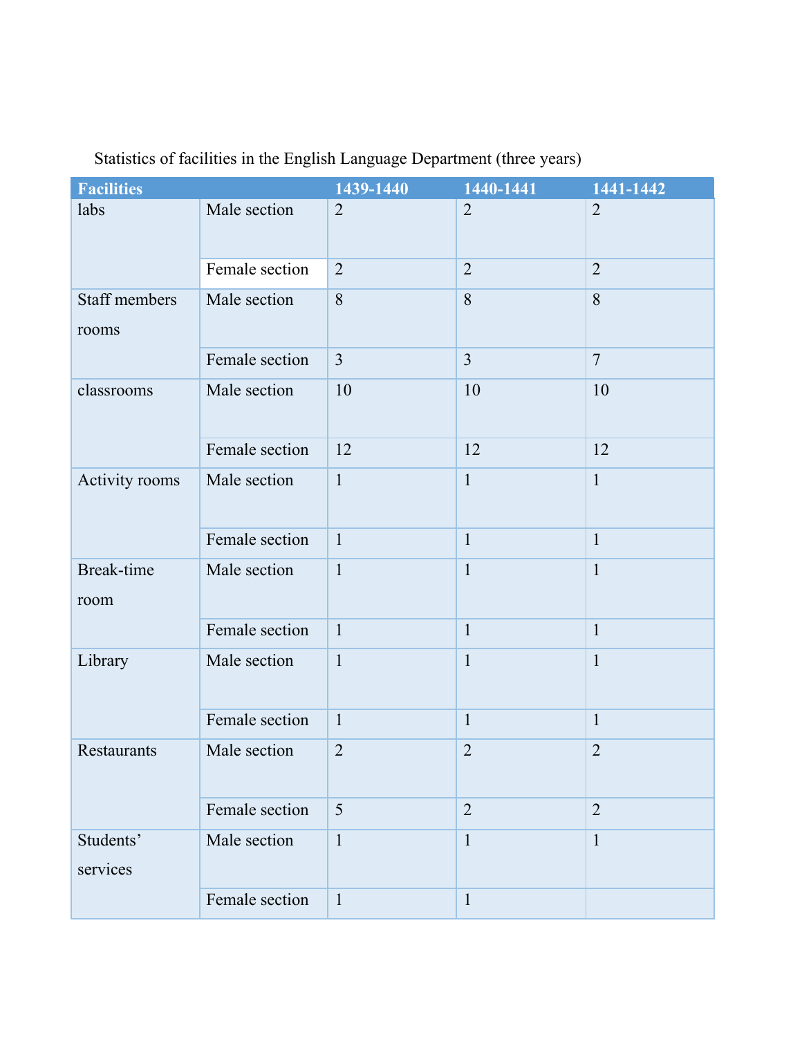Statistics of facilities in the English Language Department (three years)

| Facilities | | 1439-1440 | 1440-1441 | 1441-1442 |
|---|---|---|---|---|
| labs | Male section | 2 | 2 | 2 |
| | Female section | 2 | 2 | 2 |
| Staff members rooms | Male section | 8 | 8 | 8 |
| | Female section | 3 | 3 | 7 |
| classrooms | Male section | 10 | 10 | 10 |
| | Female section | 12 | 12 | 12 |
| Activity rooms | Male section | 1 | 1 | 1 |
| | Female section | 1 | 1 | 1 |
| Break-time room | Male section | 1 | 1 | 1 |
| | Female section | 1 | 1 | 1 |
| Library | Male section | 1 | 1 | 1 |
| | Female section | 1 | 1 | 1 |
| Restaurants | Male section | 2 | 2 | 2 |
| | Female section | 5 | 2 | 2 |
| Students' services | Male section | 1 | 1 | 1 |
| | Female section | 1 | 1 | |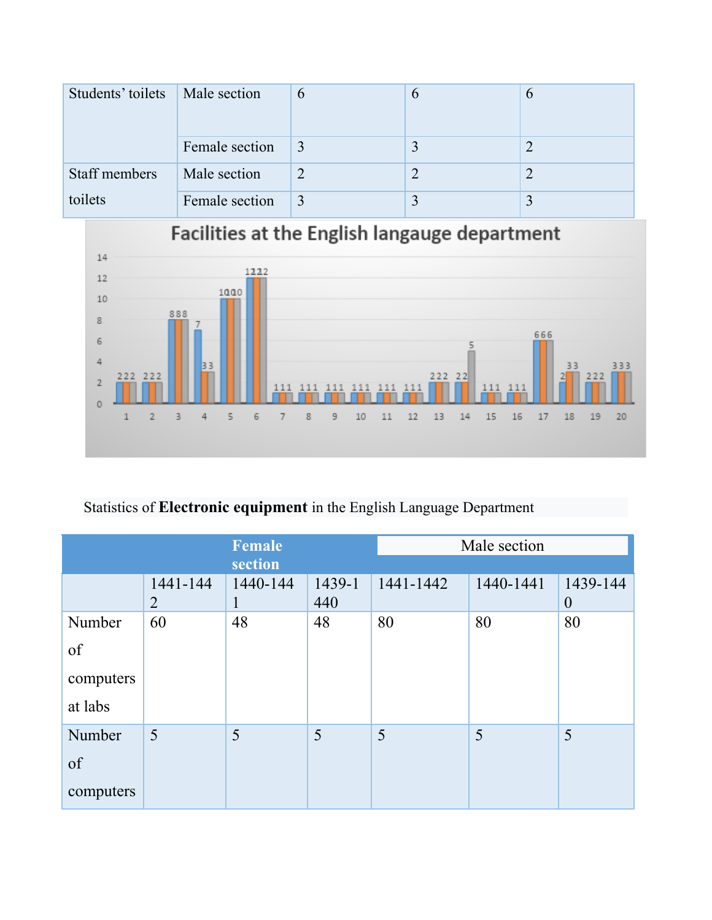| | | | | |
|---|---|---|---|---|
| Students' toilets | Male section | 6 | 6 | 6 |
| | Female section | 3 | 3 | 2 |
| Staff members toilets | Male section | 2 | 2 | 2 |
| | Female section | 3 | 3 | 3 |

Facilities at the English langauge department

Statistics of **Electronic equipment** in the English Language Department

| | **Female section** | | | Male section | | |
|---|---|---|---|---|---|---|
| | 1441-1442 | 1440-1441 | 1439-1440 | 1441-1442 | 1440-1441 | 1439-1440 |
| Number of computers at labs | 60 | 48 | 48 | 80 | 80 | 80 |
| Number of computers | 5 | 5 | 5 | 5 | 5 | 5 |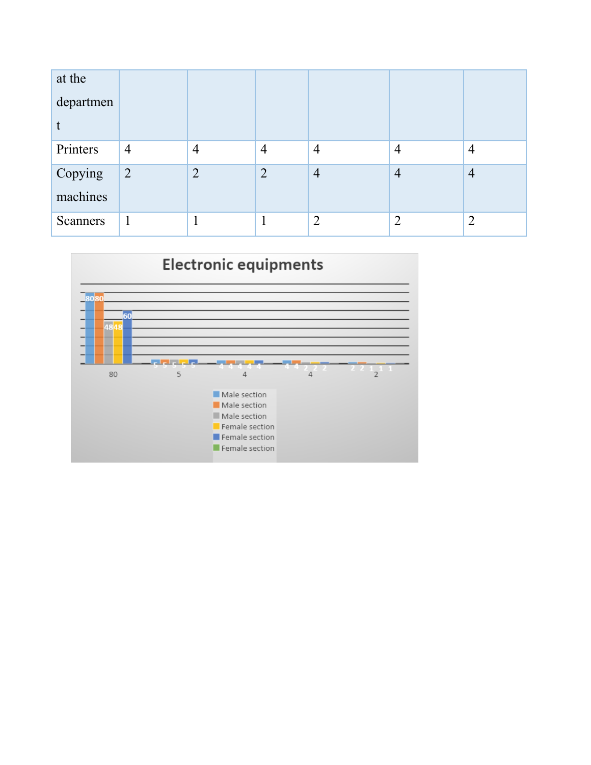| | | | | | | |
|---|---|---|---|---|---|---|
| at the departmen t | | | | | | |
| Printers | 4 | 4 | 4 | 4 | 4 | 4 |
| Copying machines | 2 | 2 | 2 | 4 | 4 | 4 |
| Scanners | 1 | 1 | 1 | 2 | 2 | 2 |

Electronic equipments

80 80 48 48 60

5 5 5 5 5

4 4 4 4 4

4 4 2 2 2

2 2 1 1 1

80 5 4 4 2

Male section
Male section
Male section
Female section
Female section
Female section